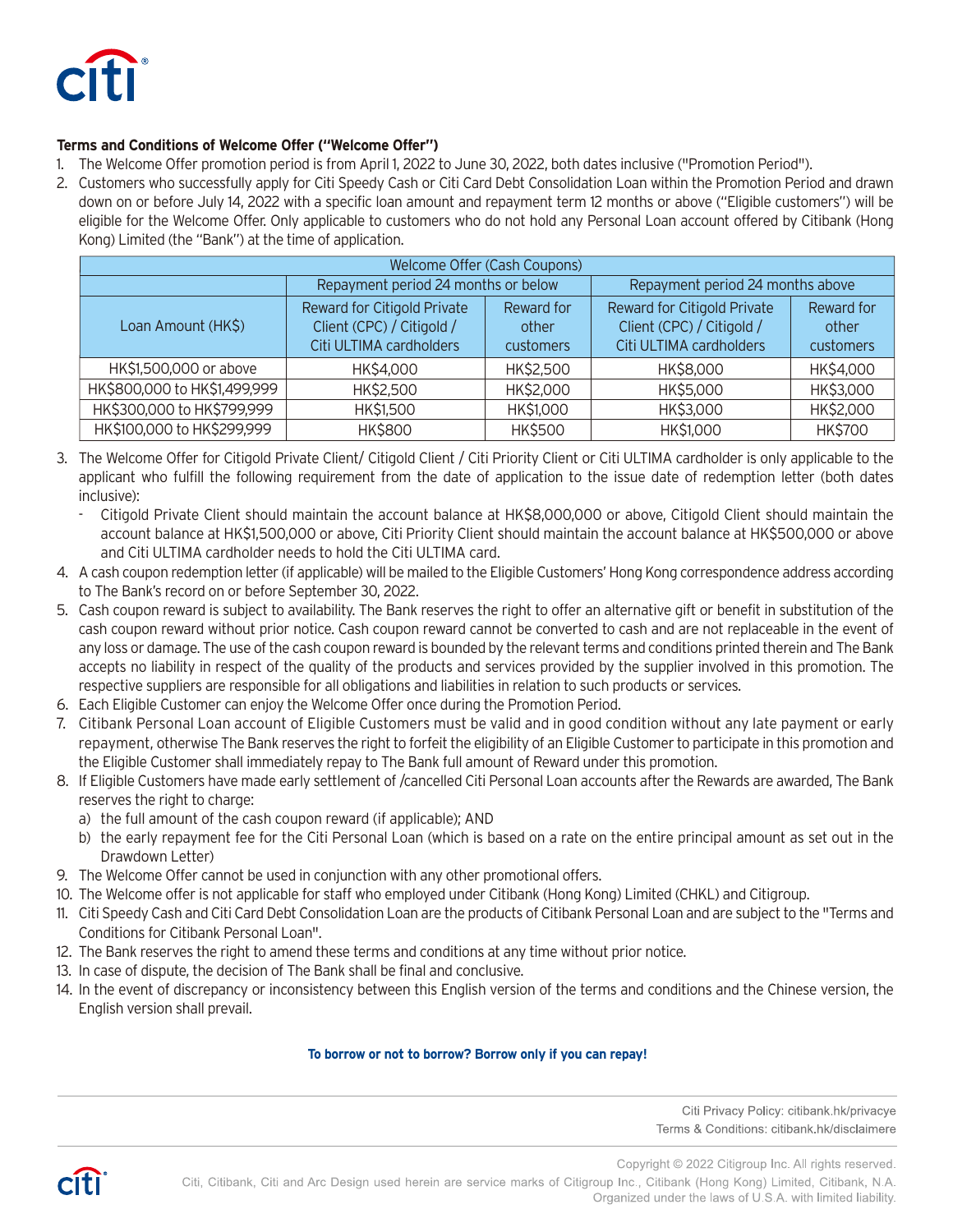**Terms and Conditions of Welcome Offer ("Welcome Offer")**

1. The Welcome Offer promotion period is from April 1, 2022 to June 30, 2022, both dates inclusive ("Promotion Period").
2. Customers who successfully apply for Citi Speedy Cash or Citi Card Debt Consolidation Loan within the Promotion Period and drawn down on or before July 14, 2022 with a specific loan amount and repayment term 12 months or above ("Eligible customers") will be eligible for the Welcome Offer. Only applicable to customers who do not hold any Personal Loan account offered by Citibank (Hong Kong) Limited (the "Bank") at the time of application.

| Welcome Offer (Cash Coupons) | | | | |
|---|---|---|---|---|
| | Repayment period 24 months or below | | Repayment period 24 months above | |
| Loan Amount (HK$) | Reward for Citigold Private Client (CPC) / Citigold / Citi ULTIMA cardholders | Reward for other customers | Reward for Citigold Private Client (CPC) / Citigold / Citi ULTIMA cardholders | Reward for other customers |
| HK$1,500,000 or above | HK$4,000 | HK$2,500 | HK$8,000 | HK$4,000 |
| HK$800,000 to HK$1,499,999 | HK$2,500 | HK$2,000 | HK$5,000 | HK$3,000 |
| HK$300,000 to HK$799,999 | HK$1,500 | HK$1,000 | HK$3,000 | HK$2,000 |
| HK$100,000 to HK$299,999 | HK$800 | HK$500 | HK$1,000 | HK$700 |

3. The Welcome Offer for Citigold Private Client/ Citigold Client / Citi Priority Client or Citi ULTIMA cardholder is only applicable to the applicant who fulfill the following requirement from the date of application to the issue date of redemption letter (both dates inclusive):
   - Citigold Private Client should maintain the account balance at HK$8,000,000 or above, Citigold Client should maintain the account balance at HK$1,500,000 or above, Citi Priority Client should maintain the account balance at HK$500,000 or above and Citi ULTIMA cardholder needs to hold the Citi ULTIMA card.
4. A cash coupon redemption letter (if applicable) will be mailed to the Eligible Customers' Hong Kong correspondence address according to The Bank's record on or before September 30, 2022.
5. Cash coupon reward is subject to availability. The Bank reserves the right to offer an alternative gift or benefit in substitution of the cash coupon reward without prior notice. Cash coupon reward cannot be converted to cash and are not replaceable in the event of any loss or damage. The use of the cash coupon reward is bounded by the relevant terms and conditions printed therein and The Bank accepts no liability in respect of the quality of the products and services provided by the supplier involved in this promotion. The respective suppliers are responsible for all obligations and liabilities in relation to such products or services.
6. Each Eligible Customer can enjoy the Welcome Offer once during the Promotion Period.
7. Citibank Personal Loan account of Eligible Customers must be valid and in good condition without any late payment or early repayment, otherwise The Bank reserves the right to forfeit the eligibility of an Eligible Customer to participate in this promotion and the Eligible Customer shall immediately repay to The Bank full amount of Reward under this promotion.
8. If Eligible Customers have made early settlement of /cancelled Citi Personal Loan accounts after the Rewards are awarded, The Bank reserves the right to charge:
   a) the full amount of the cash coupon reward (if applicable); AND
   b) the early repayment fee for the Citi Personal Loan (which is based on a rate on the entire principal amount as set out in the Drawdown Letter)
9. The Welcome Offer cannot be used in conjunction with any other promotional offers.
10. The Welcome offer is not applicable for staff who employed under Citibank (Hong Kong) Limited (CHKL) and Citigroup.
11. Citi Speedy Cash and Citi Card Debt Consolidation Loan are the products of Citibank Personal Loan and are subject to the "Terms and Conditions for Citibank Personal Loan".
12. The Bank reserves the right to amend these terms and conditions at any time without prior notice.
13. In case of dispute, the decision of The Bank shall be final and conclusive.
14. In the event of discrepancy or inconsistency between this English version of the terms and conditions and the Chinese version, the English version shall prevail.

**To borrow or not to borrow? Borrow only if you can repay!**

Citi Privacy Policy: citibank.hk/privacye
Terms & Conditions: citibank.hk/disclaimere

Copyright © 2022 Citigroup Inc. All rights reserved.
Citi, Citibank, Citi and Arc Design used herein are service marks of Citigroup Inc., Citibank (Hong Kong) Limited, Citibank, N.A. Organized under the laws of U.S.A. with limited liability.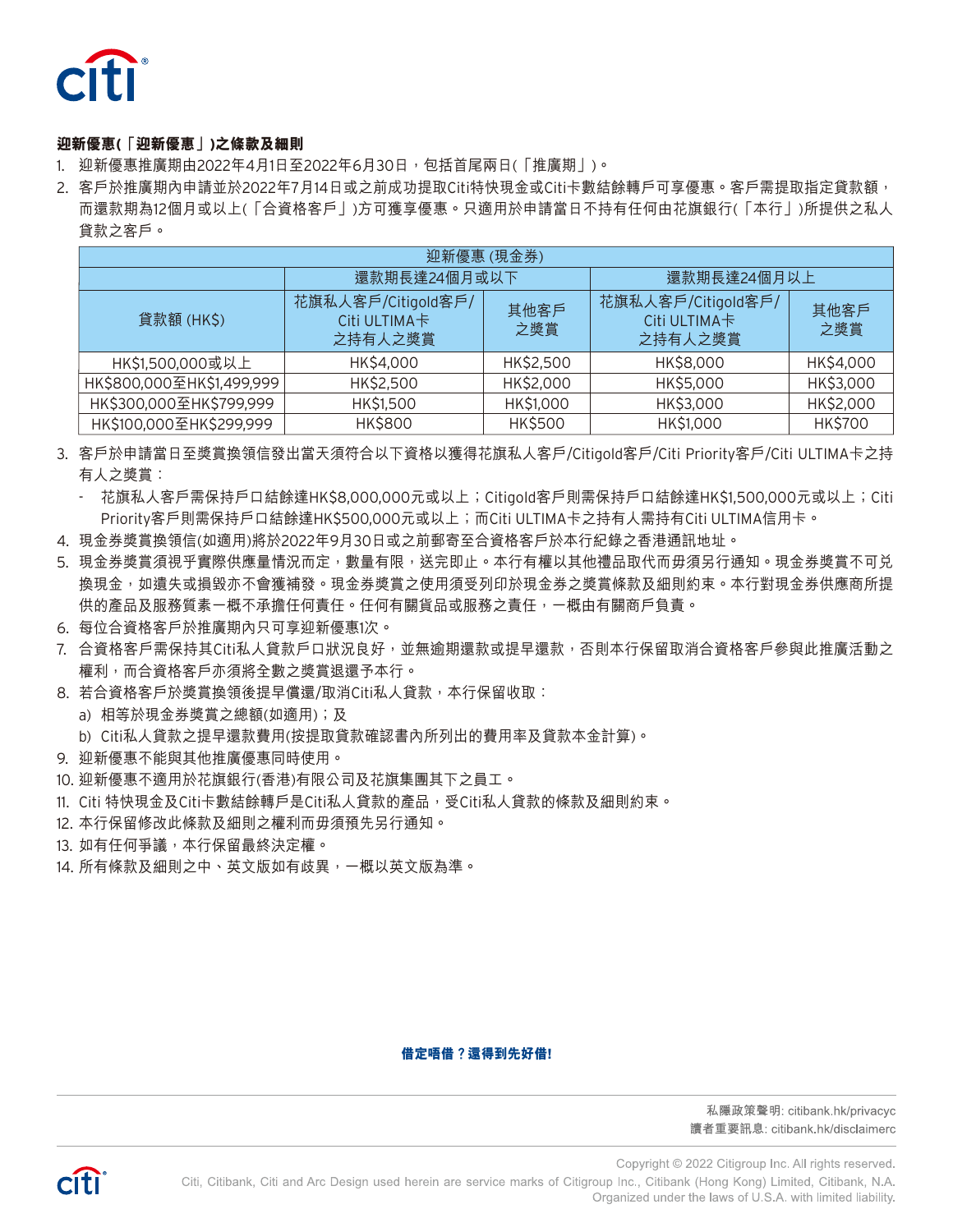**迎新優惠(「迎新優惠」)之條款及細則**

1. 迎新優惠推廣期由2022年4月1日至2022年6月30日，包括首尾兩日(「推廣期」)。
2. 客戶於推廣期內申請並於2022年7月14日或之前成功提取Citi特快現金或Citi卡數結餘轉戶可享優惠。客戶需提取指定貸款額，而還款期為12個月或以上(「合資格客戶」)方可獲享優惠。只適用於申請當日不持有任何由花旗銀行(「本行」)所提供之私人貸款之客戶。

| 迎新優惠 (現金劵) | | | | |
|---|---|---|---|---|
| | 還款期長達24個月或以下 | | 還款期長達24個月以上 | |
| 貸款額 (HK$) | 花旗私人客戶/Citigold客戶/Citi ULTIMA卡之持有人之獎賞 | 其他客戶之獎賞 | 花旗私人客戶/Citigold客戶/Citi ULTIMA卡之持有人之獎賞 | 其他客戶之獎賞 |
| HK$1,500,000或以上 | HK$4,000 | HK$2,500 | HK$8,000 | HK$4,000 |
| HK$800,000至HK$1,499,999 | HK$2,500 | HK$2,000 | HK$5,000 | HK$3,000 |
| HK$300,000至HK$799,999 | HK$1,500 | HK$1,000 | HK$3,000 | HK$2,000 |
| HK$100,000至HK$299,999 | HK$800 | HK$500 | HK$1,000 | HK$700 |

3. 客戶於申請當日至獎賞換領信發出當天須符合以下資格以獲得花旗私人客戶/Citigold客戶/Citi Priority客戶/Citi ULTIMA卡之持有人之獎賞：
   - 花旗私人客戶需保持戶口結餘達HK$8,000,000元或以上；Citigold客戶則需保持戶口結餘達HK$1,500,000元或以上；Citi Priority客戶則需保持戶口結餘達HK$500,000元或以上；而Citi ULTIMA卡之持有人需持有Citi ULTIMA信用卡。
4. 現金劵獎賞換領信(如適用)將於2022年9月30日或之前郵寄至合資格客戶於本行紀錄之香港通訊地址。
5. 現金劵獎賞須視乎實際供應量情況而定，數量有限，送完即止。本行有權以其他禮品取代而毋須另行通知。現金劵獎賞不可兌換現金，如遺失或損毀亦不會獲補發。現金劵獎賞之使用須受列印於現金劵之獎賞條款及細則約束。本行對現金劵供應商所提供的產品及服務質素一概不承擔任何責任。任何有關貨品或服務之責任，一概由有關商戶負責。
6. 每位合資格客戶於推廣期內只可享迎新優惠1次。
7. 合資格客戶需保持其Citi私人貸款戶口狀況良好，並無逾期還款或提早還款，否則本行保留取消合資格客戶參與此推廣活動之權利，而合資格客戶亦須將全數之獎賞退還予本行。
8. 若合資格客戶於獎賞換領後提早償還/取消Citi私人貸款，本行保留收取：
   a) 相等於現金劵獎賞之總額(如適用)；及
   b) Citi私人貸款之提早還款費用(按提取貸款確認書內所列出的費用率及貸款本金計算)。
9. 迎新優惠不能與其他推廣優惠同時使用。
10. 迎新優惠不適用於花旗銀行(香港)有限公司及花旗集團其下之員工。
11. Citi 特快現金及Citi卡數結餘轉戶是Citi私人貸款的產品，受Citi私人貸款的條款及細則約束。
12. 本行保留修改此條款及細則之權利而毋須預先另行通知。
13. 如有任何爭議，本行保留最終決定權。
14. 所有條款及細則之中、英文版如有歧異，一概以英文版為準。

**借定唔借？還得到先好借!**

私隱政策聲明: citibank.hk/privacyc
讀者重要訊息: citibank.hk/disclaimerc

Copyright © 2022 Citigroup Inc. All rights reserved.
Citi, Citibank, Citi and Arc Design used herein are service marks of Citigroup Inc., Citibank (Hong Kong) Limited, Citibank, N.A. Organized under the laws of U.S.A. with limited liability.